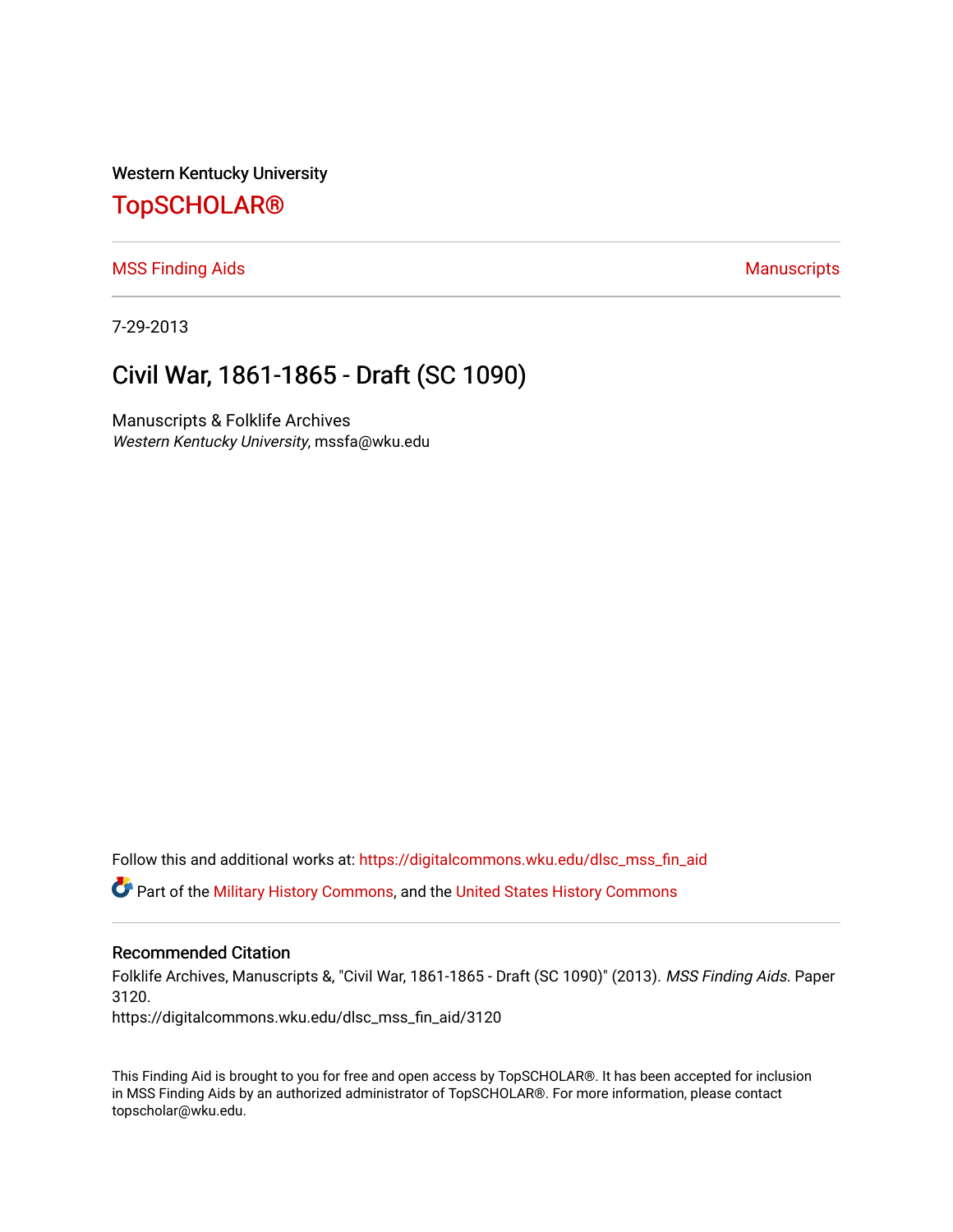Western Kentucky University

# TopSCHOLAR®

MSS Finding Aids | Manuscripts

7-29-2013

## Civil War, 1861-1865 - Draft (SC 1090)

Manuscripts & Folklife Archives
*Western Kentucky University*, mssfa@wku.edu

Follow this and additional works at: https://digitalcommons.wku.edu/dlsc_mss_fin_aid

Part of the Military History Commons, and the United States History Commons

### Recommended Citation

Folklife Archives, Manuscripts &, "Civil War, 1861-1865 - Draft (SC 1090)" (2013). *MSS Finding Aids.* Paper 3120.
https://digitalcommons.wku.edu/dlsc_mss_fin_aid/3120

This Finding Aid is brought to you for free and open access by TopSCHOLAR®. It has been accepted for inclusion in MSS Finding Aids by an authorized administrator of TopSCHOLAR®. For more information, please contact topscholar@wku.edu.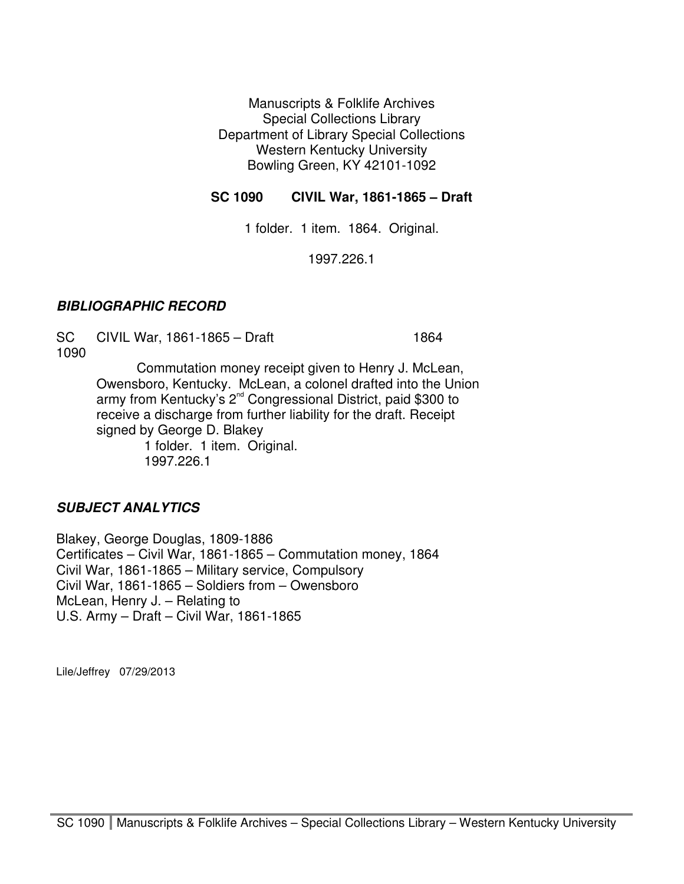Manuscripts & Folklife Archives
Special Collections Library
Department of Library Special Collections
Western Kentucky University
Bowling Green, KY 42101-1092

**SC 1090 CIVIL War, 1861-1865 – Draft**

1 folder. 1 item. 1864. Original.

1997.226.1

### ***BIBLIOGRAPHIC RECORD***

SC 1090 CIVIL War, 1861-1865 – Draft 1864

Commutation money receipt given to Henry J. McLean, Owensboro, Kentucky. McLean, a colonel drafted into the Union army from Kentucky's 2nd Congressional District, paid $300 to receive a discharge from further liability for the draft. Receipt signed by George D. Blakey

1 folder. 1 item. Original.
1997.226.1

### ***SUBJECT ANALYTICS***

Blakey, George Douglas, 1809-1886
Certificates – Civil War, 1861-1865 – Commutation money, 1864
Civil War, 1861-1865 – Military service, Compulsory
Civil War, 1861-1865 – Soldiers from – Owensboro
McLean, Henry J. – Relating to
U.S. Army – Draft – Civil War, 1861-1865

Lile/Jeffrey 07/29/2013